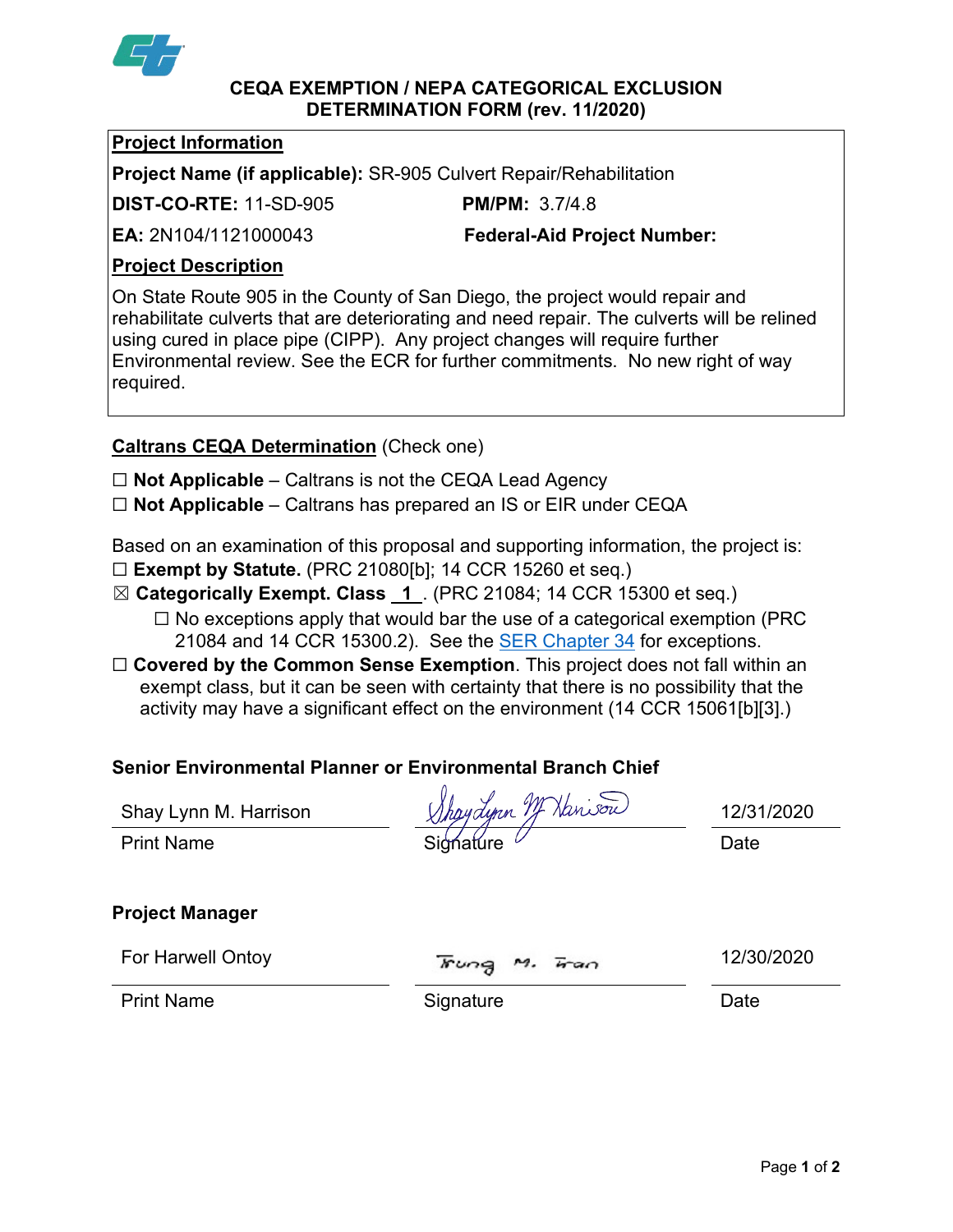## CEQA EXEMPTION / NEPA CATEGORICAL EXCLUSION DETERMINATION FORM (rev. 11/2020)

**Project Information**

**Project Name (if applicable):** SR-905 Culvert Repair/Rehabilitation

**DIST-CO-RTE:** 11-SD-905 **PM/PM:** 3.7/4.8

**EA:** 2N104/1121000043 **Federal-Aid Project Number:**

**Project Description**

On State Route 905 in the County of San Diego, the project would repair and rehabilitate culverts that are deteriorating and need repair. The culverts will be relined using cured in place pipe (CIPP). Any project changes will require further Environmental review. See the ECR for further commitments. No new right of way required.

**Caltrans CEQA Determination** (Check one)

☐ **Not Applicable** – Caltrans is not the CEQA Lead Agency

☐ **Not Applicable** – Caltrans has prepared an IS or EIR under CEQA

Based on an examination of this proposal and supporting information, the project is:

☐ **Exempt by Statute.** (PRC 21080[b]; 14 CCR 15260 et seq.)

☒ **Categorically Exempt. Class 1.** (PRC 21084; 14 CCR 15300 et seq.)

- ☐ No exceptions apply that would bar the use of a categorical exemption (PRC 21084 and 14 CCR 15300.2). See the SER Chapter 34 for exceptions.

☐ **Covered by the Common Sense Exemption**. This project does not fall within an exempt class, but it can be seen with certainty that there is no possibility that the activity may have a significant effect on the environment (14 CCR 15061[b][3].)

**Senior Environmental Planner or Environmental Branch Chief**

| Shay Lynn M. Harrison | Shay Lynn M. Harrison | 12/31/2020 |
|---|---|---|
| Print Name | Signature | Date |

**Project Manager**

| For Harwell Ontoy | Trung M. Tran | 12/30/2020 |
|---|---|---|
| Print Name | Signature | Date |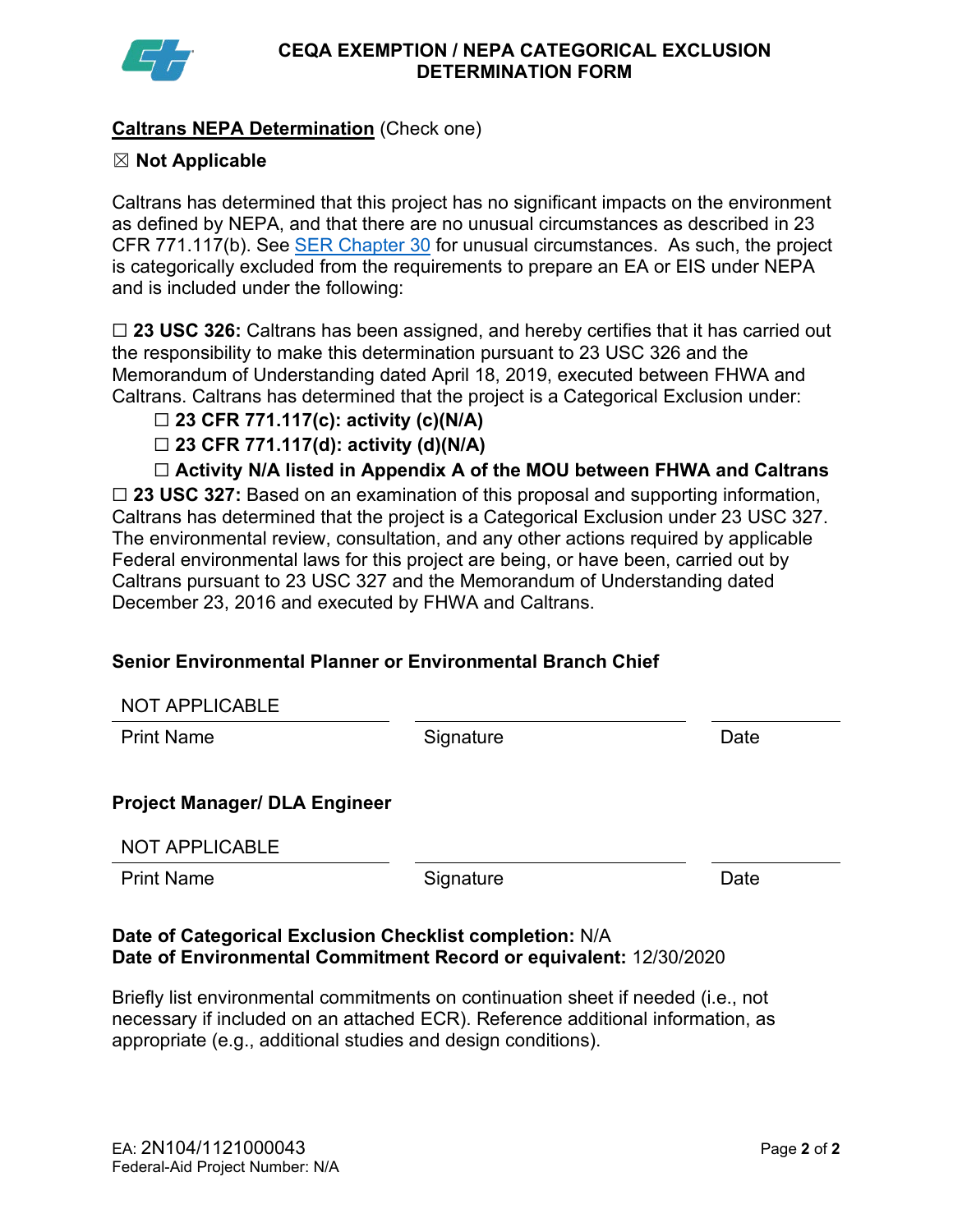# CEQA EXEMPTION / NEPA CATEGORICAL EXCLUSION DETERMINATION FORM

**Caltrans NEPA Determination** (Check one)

☒ **Not Applicable**

Caltrans has determined that this project has no significant impacts on the environment as defined by NEPA, and that there are no unusual circumstances as described in 23 CFR 771.117(b). See SER Chapter 30 for unusual circumstances. As such, the project is categorically excluded from the requirements to prepare an EA or EIS under NEPA and is included under the following:

☐ **23 USC 326:** Caltrans has been assigned, and hereby certifies that it has carried out the responsibility to make this determination pursuant to 23 USC 326 and the Memorandum of Understanding dated April 18, 2019, executed between FHWA and Caltrans. Caltrans has determined that the project is a Categorical Exclusion under:

- ☐ **23 CFR 771.117(c): activity (c)(N/A)**
- ☐ **23 CFR 771.117(d): activity (d)(N/A)**
- ☐ **Activity N/A listed in Appendix A of the MOU between FHWA and Caltrans**

☐ **23 USC 327:** Based on an examination of this proposal and supporting information, Caltrans has determined that the project is a Categorical Exclusion under 23 USC 327. The environmental review, consultation, and any other actions required by applicable Federal environmental laws for this project are being, or have been, carried out by Caltrans pursuant to 23 USC 327 and the Memorandum of Understanding dated December 23, 2016 and executed by FHWA and Caltrans.

**Senior Environmental Planner or Environmental Branch Chief**

| Print Name | Signature | Date |
|---|---|---|
| NOT APPLICABLE | | |

**Project Manager/ DLA Engineer**

| Print Name | Signature | Date |
|---|---|---|
| NOT APPLICABLE | | |

**Date of Categorical Exclusion Checklist completion:** N/A
**Date of Environmental Commitment Record or equivalent:** 12/30/2020

Briefly list environmental commitments on continuation sheet if needed (i.e., not necessary if included on an attached ECR). Reference additional information, as appropriate (e.g., additional studies and design conditions).

EA: 2N104/1121000043
Federal-Aid Project Number: N/A